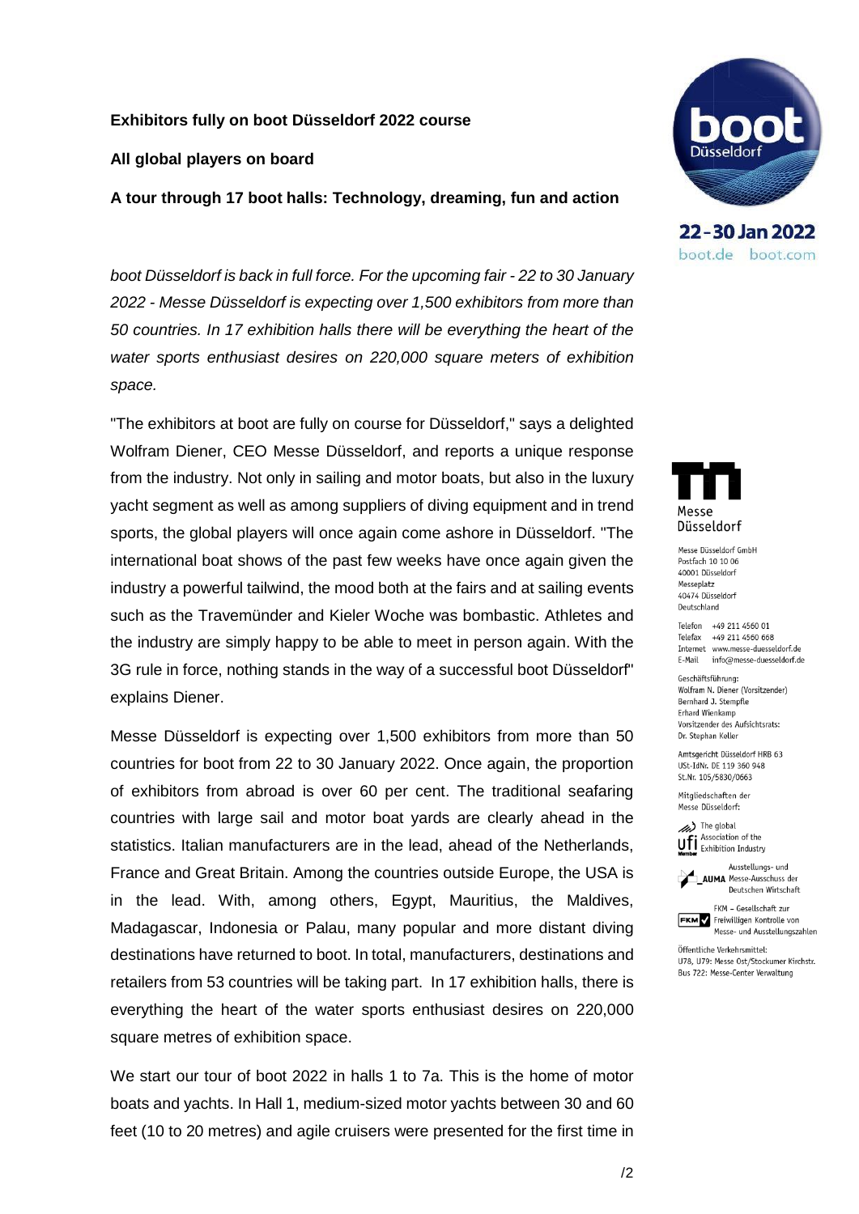**Exhibitors fully on boot Düsseldorf 2022 course**

**All global players on board**

**A tour through 17 boot halls: Technology, dreaming, fun and action**

*boot Düsseldorf is back in full force. For the upcoming fair - 22 to 30 January 2022 - Messe Düsseldorf is expecting over 1,500 exhibitors from more than 50 countries. In 17 exhibition halls there will be everything the heart of the water sports enthusiast desires on 220,000 square meters of exhibition space.*

"The exhibitors at boot are fully on course for Düsseldorf," says a delighted Wolfram Diener, CEO Messe Düsseldorf, and reports a unique response from the industry. Not only in sailing and motor boats, but also in the luxury yacht segment as well as among suppliers of diving equipment and in trend sports, the global players will once again come ashore in Düsseldorf. "The international boat shows of the past few weeks have once again given the industry a powerful tailwind, the mood both at the fairs and at sailing events such as the Travemünder and Kieler Woche was bombastic. Athletes and the industry are simply happy to be able to meet in person again. With the 3G rule in force, nothing stands in the way of a successful boot Düsseldorf" explains Diener.

Messe Düsseldorf is expecting over 1,500 exhibitors from more than 50 countries for boot from 22 to 30 January 2022. Once again, the proportion of exhibitors from abroad is over 60 per cent. The traditional seafaring countries with large sail and motor boat yards are clearly ahead in the statistics. Italian manufacturers are in the lead, ahead of the Netherlands, France and Great Britain. Among the countries outside Europe, the USA is in the lead. With, among others, Egypt, Mauritius, the Maldives, Madagascar, Indonesia or Palau, many popular and more distant diving destinations have returned to boot. In total, manufacturers, destinations and retailers from 53 countries will be taking part. In 17 exhibition halls, there is everything the heart of the water sports enthusiast desires on 220,000 square metres of exhibition space.

We start our tour of boot 2022 in halls 1 to 7a. This is the home of motor boats and yachts. In Hall 1, medium-sized motor yachts between 30 and 60 feet (10 to 20 metres) and agile cruisers were presented for the first time in

boot Düsseldorf
22 - 30 Jan 2022
boot.de boot.com

Messe Düsseldorf

Messe Düsseldorf GmbH
Postfach 10 10 06
40001 Düsseldorf
Messeplatz
40474 Düsseldorf
Deutschland

Telefon +49 211 4560 01
Telefax +49 211 4560 668
Internet www.messe-duesseldorf.de
E-Mail info@messe-duesseldorf.de

Geschäftsführung:
Wolfram N. Diener (Vorsitzender)
Bernhard J. Stempfle
Erhard Wienkamp
Vorsitzender des Aufsichtsrats:
Dr. Stephan Keller

Amtsgericht Düsseldorf HRB 63
USt-IdNr. DE 119 360 948
St.Nr. 105/5830/0663

Mitgliedschaften der Messe Düsseldorf:

ufi – The global Association of the Exhibition Industry – Member

AUMA – Ausstellungs- und Messe-Ausschuss der Deutschen Wirtschaft

FKM – Gesellschaft zur Freiwilligen Kontrolle von Messe- und Ausstellungszahlen

Öffentliche Verkehrsmittel:
U78, U79: Messe Ost/Stockumer Kirchstr.
Bus 722: Messe-Center Verwaltung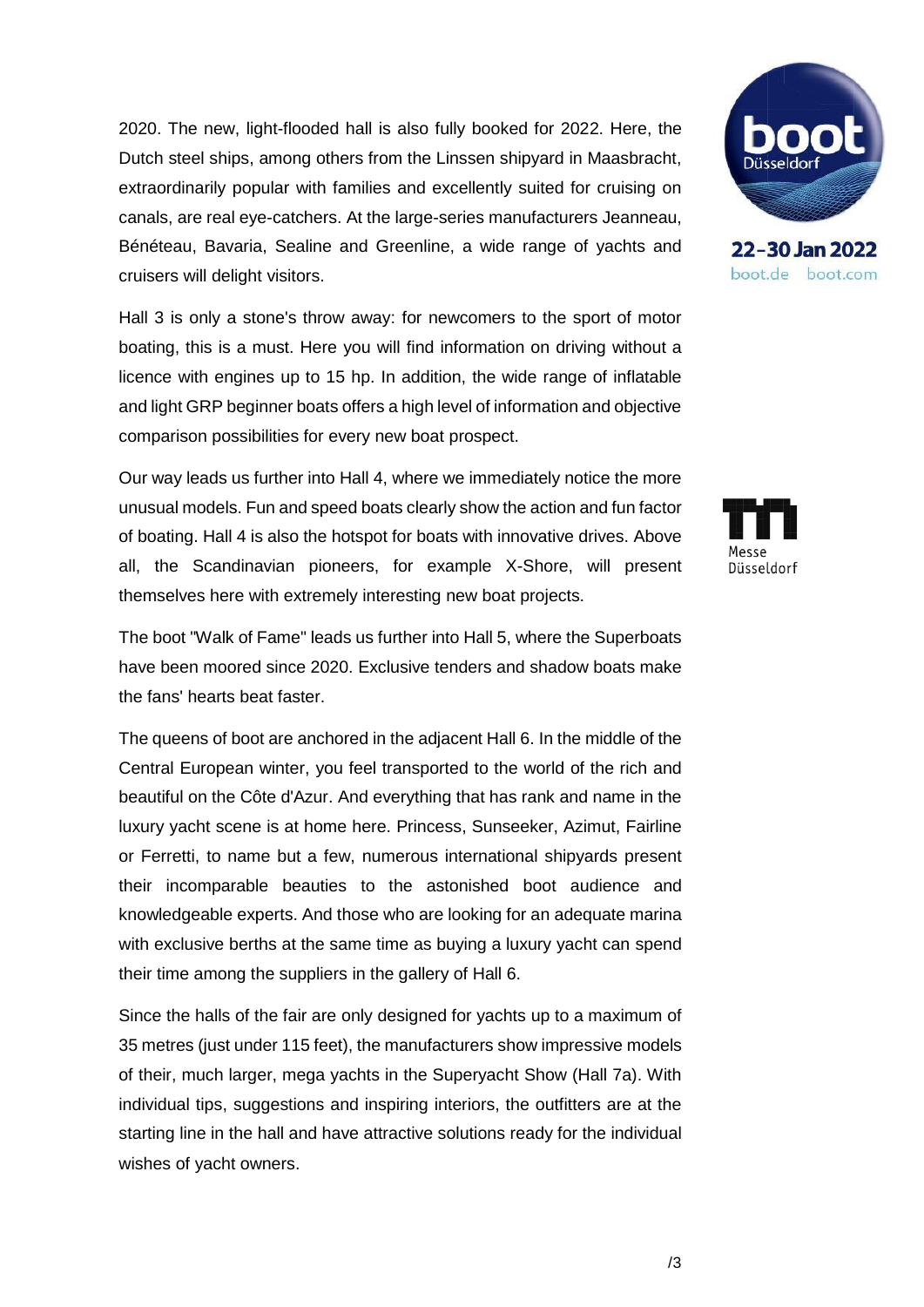2020. The new, light-flooded hall is also fully booked for 2022. Here, the Dutch steel ships, among others from the Linssen shipyard in Maasbracht, extraordinarily popular with families and excellently suited for cruising on canals, are real eye-catchers. At the large-series manufacturers Jeanneau, Bénéteau, Bavaria, Sealine and Greenline, a wide range of yachts and cruisers will delight visitors.

Hall 3 is only a stone's throw away: for newcomers to the sport of motor boating, this is a must. Here you will find information on driving without a licence with engines up to 15 hp. In addition, the wide range of inflatable and light GRP beginner boats offers a high level of information and objective comparison possibilities for every new boat prospect.

Our way leads us further into Hall 4, where we immediately notice the more unusual models. Fun and speed boats clearly show the action and fun factor of boating. Hall 4 is also the hotspot for boats with innovative drives. Above all, the Scandinavian pioneers, for example X-Shore, will present themselves here with extremely interesting new boat projects.

The boot "Walk of Fame" leads us further into Hall 5, where the Superboats have been moored since 2020. Exclusive tenders and shadow boats make the fans' hearts beat faster.

The queens of boot are anchored in the adjacent Hall 6. In the middle of the Central European winter, you feel transported to the world of the rich and beautiful on the Côte d'Azur. And everything that has rank and name in the luxury yacht scene is at home here. Princess, Sunseeker, Azimut, Fairline or Ferretti, to name but a few, numerous international shipyards present their incomparable beauties to the astonished boot audience and knowledgeable experts. And those who are looking for an adequate marina with exclusive berths at the same time as buying a luxury yacht can spend their time among the suppliers in the gallery of Hall 6.

Since the halls of the fair are only designed for yachts up to a maximum of 35 metres (just under 115 feet), the manufacturers show impressive models of their, much larger, mega yachts in the Superyacht Show (Hall 7a). With individual tips, suggestions and inspiring interiors, the outfitters are at the starting line in the hall and have attractive solutions ready for the individual wishes of yacht owners.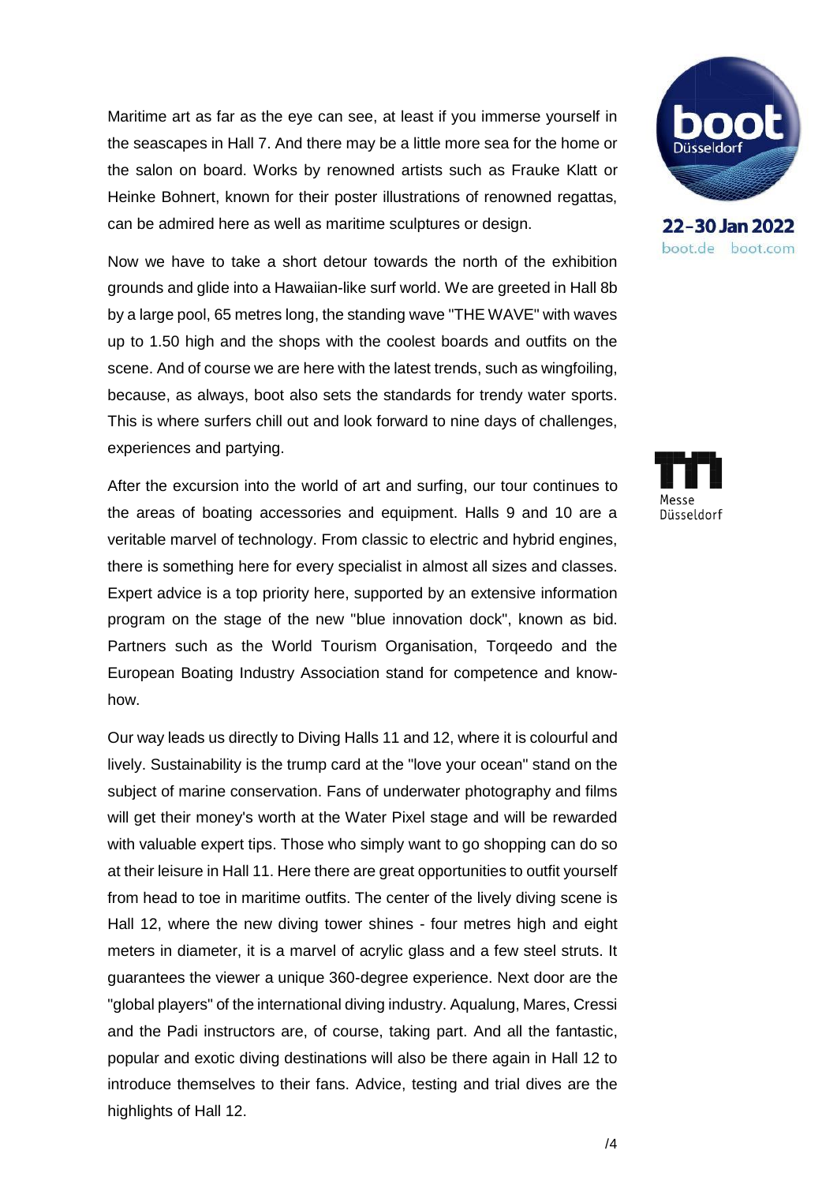Maritime art as far as the eye can see, at least if you immerse yourself in the seascapes in Hall 7. And there may be a little more sea for the home or the salon on board. Works by renowned artists such as Frauke Klatt or Heinke Bohnert, known for their poster illustrations of renowned regattas, can be admired here as well as maritime sculptures or design.

Now we have to take a short detour towards the north of the exhibition grounds and glide into a Hawaiian-like surf world. We are greeted in Hall 8b by a large pool, 65 metres long, the standing wave "THE WAVE" with waves up to 1.50 high and the shops with the coolest boards and outfits on the scene. And of course we are here with the latest trends, such as wingfoiling, because, as always, boot also sets the standards for trendy water sports. This is where surfers chill out and look forward to nine days of challenges, experiences and partying.

After the excursion into the world of art and surfing, our tour continues to the areas of boating accessories and equipment. Halls 9 and 10 are a veritable marvel of technology. From classic to electric and hybrid engines, there is something here for every specialist in almost all sizes and classes. Expert advice is a top priority here, supported by an extensive information program on the stage of the new "blue innovation dock", known as bid. Partners such as the World Tourism Organisation, Torqeedo and the European Boating Industry Association stand for competence and know-how.

Our way leads us directly to Diving Halls 11 and 12, where it is colourful and lively. Sustainability is the trump card at the "love your ocean" stand on the subject of marine conservation. Fans of underwater photography and films will get their money's worth at the Water Pixel stage and will be rewarded with valuable expert tips. Those who simply want to go shopping can do so at their leisure in Hall 11. Here there are great opportunities to outfit yourself from head to toe in maritime outfits. The center of the lively diving scene is Hall 12, where the new diving tower shines - four metres high and eight meters in diameter, it is a marvel of acrylic glass and a few steel struts. It guarantees the viewer a unique 360-degree experience. Next door are the "global players" of the international diving industry. Aqualung, Mares, Cressi and the Padi instructors are, of course, taking part. And all the fantastic, popular and exotic diving destinations will also be there again in Hall 12 to introduce themselves to their fans. Advice, testing and trial dives are the highlights of Hall 12.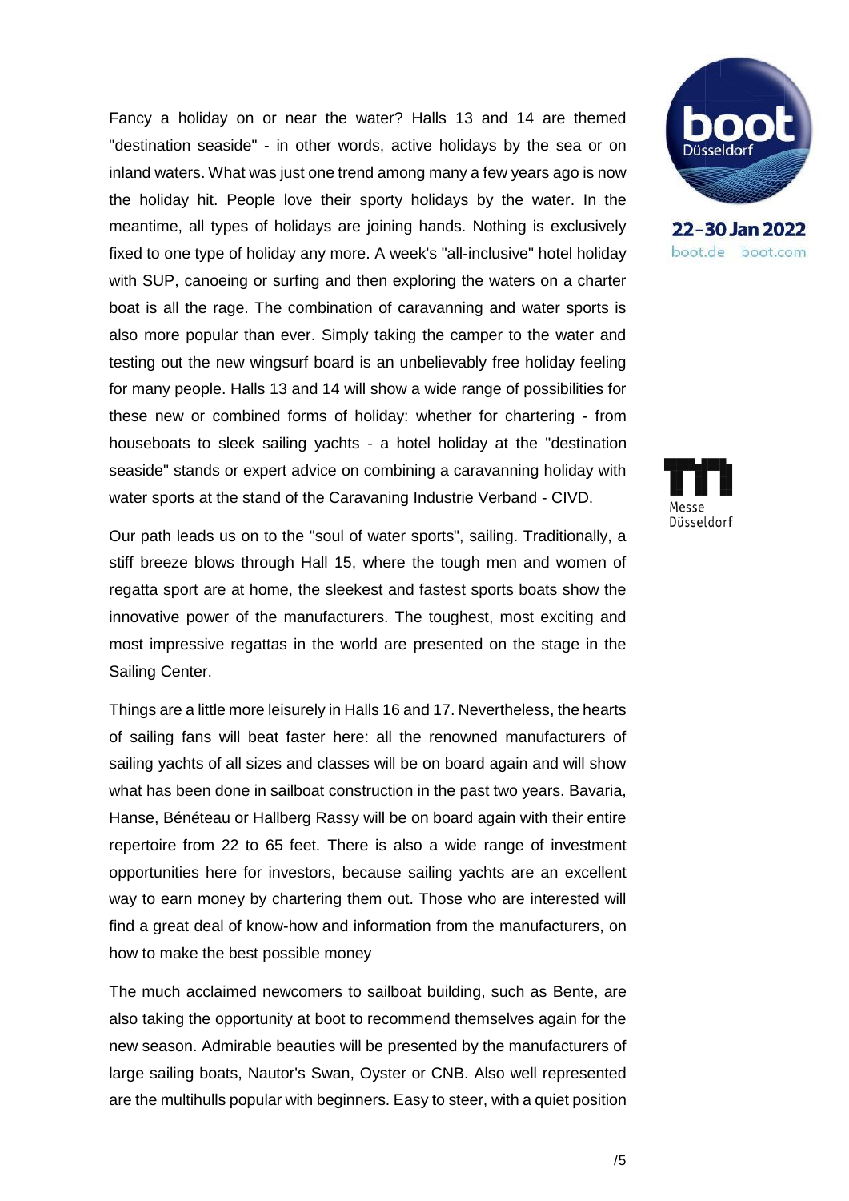Fancy a holiday on or near the water? Halls 13 and 14 are themed "destination seaside" - in other words, active holidays by the sea or on inland waters. What was just one trend among many a few years ago is now the holiday hit. People love their sporty holidays by the water. In the meantime, all types of holidays are joining hands. Nothing is exclusively fixed to one type of holiday any more. A week's "all-inclusive" hotel holiday with SUP, canoeing or surfing and then exploring the waters on a charter boat is all the rage. The combination of caravanning and water sports is also more popular than ever. Simply taking the camper to the water and testing out the new wingsurf board is an unbelievably free holiday feeling for many people. Halls 13 and 14 will show a wide range of possibilities for these new or combined forms of holiday: whether for chartering - from houseboats to sleek sailing yachts - a hotel holiday at the "destination seaside" stands or expert advice on combining a caravanning holiday with water sports at the stand of the Caravaning Industrie Verband - CIVD.

Our path leads us on to the "soul of water sports", sailing. Traditionally, a stiff breeze blows through Hall 15, where the tough men and women of regatta sport are at home, the sleekest and fastest sports boats show the innovative power of the manufacturers. The toughest, most exciting and most impressive regattas in the world are presented on the stage in the Sailing Center.

Things are a little more leisurely in Halls 16 and 17. Nevertheless, the hearts of sailing fans will beat faster here: all the renowned manufacturers of sailing yachts of all sizes and classes will be on board again and will show what has been done in sailboat construction in the past two years. Bavaria, Hanse, Bénéteau or Hallberg Rassy will be on board again with their entire repertoire from 22 to 65 feet. There is also a wide range of investment opportunities here for investors, because sailing yachts are an excellent way to earn money by chartering them out. Those who are interested will find a great deal of know-how and information from the manufacturers, on how to make the best possible money

The much acclaimed newcomers to sailboat building, such as Bente, are also taking the opportunity at boot to recommend themselves again for the new season. Admirable beauties will be presented by the manufacturers of large sailing boats, Nautor's Swan, Oyster or CNB. Also well represented are the multihulls popular with beginners. Easy to steer, with a quiet position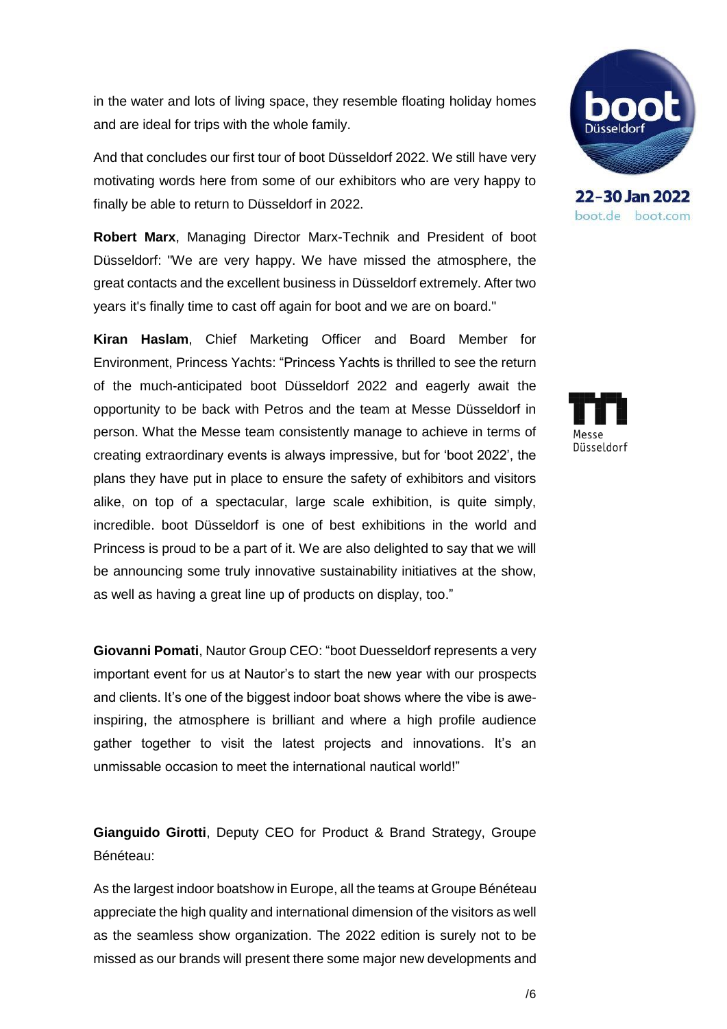in the water and lots of living space, they resemble floating holiday homes and are ideal for trips with the whole family.

And that concludes our first tour of boot Düsseldorf 2022. We still have very motivating words here from some of our exhibitors who are very happy to finally be able to return to Düsseldorf in 2022.

**Robert Marx**, Managing Director Marx-Technik and President of boot Düsseldorf: "We are very happy. We have missed the atmosphere, the great contacts and the excellent business in Düsseldorf extremely. After two years it's finally time to cast off again for boot and we are on board."

**Kiran Haslam**, Chief Marketing Officer and Board Member for Environment, Princess Yachts: "Princess Yachts is thrilled to see the return of the much-anticipated boot Düsseldorf 2022 and eagerly await the opportunity to be back with Petros and the team at Messe Düsseldorf in person. What the Messe team consistently manage to achieve in terms of creating extraordinary events is always impressive, but for 'boot 2022', the plans they have put in place to ensure the safety of exhibitors and visitors alike, on top of a spectacular, large scale exhibition, is quite simply, incredible. boot Düsseldorf is one of best exhibitions in the world and Princess is proud to be a part of it. We are also delighted to say that we will be announcing some truly innovative sustainability initiatives at the show, as well as having a great line up of products on display, too."

**Giovanni Pomati**, Nautor Group CEO: "boot Duesseldorf represents a very important event for us at Nautor's to start the new year with our prospects and clients. It's one of the biggest indoor boat shows where the vibe is awe-inspiring, the atmosphere is brilliant and where a high profile audience gather together to visit the latest projects and innovations. It's an unmissable occasion to meet the international nautical world!"

**Gianguido Girotti**, Deputy CEO for Product & Brand Strategy, Groupe Bénéteau:

As the largest indoor boatshow in Europe, all the teams at Groupe Bénéteau appreciate the high quality and international dimension of the visitors as well as the seamless show organization. The 2022 edition is surely not to be missed as our brands will present there some major new developments and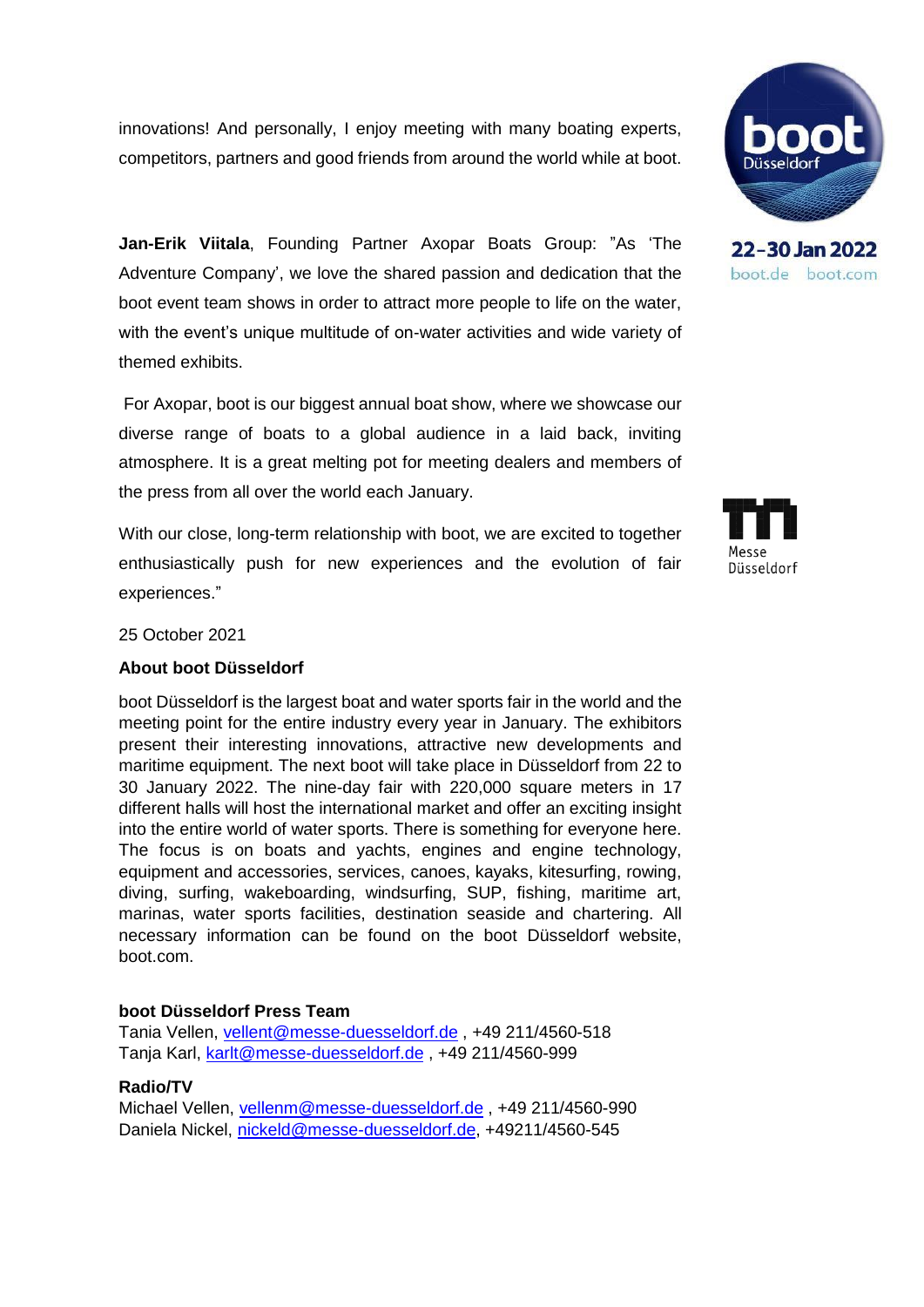innovations! And personally, I enjoy meeting with many boating experts, competitors, partners and good friends from around the world while at boot.

**Jan-Erik Viitala**, Founding Partner Axopar Boats Group: "As 'The Adventure Company', we love the shared passion and dedication that the boot event team shows in order to attract more people to life on the water, with the event's unique multitude of on-water activities and wide variety of themed exhibits.

For Axopar, boot is our biggest annual boat show, where we showcase our diverse range of boats to a global audience in a laid back, inviting atmosphere. It is a great melting pot for meeting dealers and members of the press from all over the world each January.

With our close, long-term relationship with boot, we are excited to together enthusiastically push for new experiences and the evolution of fair experiences."

25 October 2021

**About boot Düsseldorf**

boot Düsseldorf is the largest boat and water sports fair in the world and the meeting point for the entire industry every year in January. The exhibitors present their interesting innovations, attractive new developments and maritime equipment. The next boot will take place in Düsseldorf from 22 to 30 January 2022. The nine-day fair with 220,000 square meters in 17 different halls will host the international market and offer an exciting insight into the entire world of water sports. There is something for everyone here. The focus is on boats and yachts, engines and engine technology, equipment and accessories, services, canoes, kayaks, kitesurfing, rowing, diving, surfing, wakeboarding, windsurfing, SUP, fishing, maritime art, marinas, water sports facilities, destination seaside and chartering. All necessary information can be found on the boot Düsseldorf website, boot.com.

**boot Düsseldorf Press Team**
Tania Vellen, vellent@messe-duesseldorf.de , +49 211/4560-518
Tanja Karl, karlt@messe-duesseldorf.de , +49 211/4560-999

**Radio/TV**
Michael Vellen, vellenm@messe-duesseldorf.de , +49 211/4560-990
Daniela Nickel, nickeld@messe-duesseldorf.de, +49211/4560-545